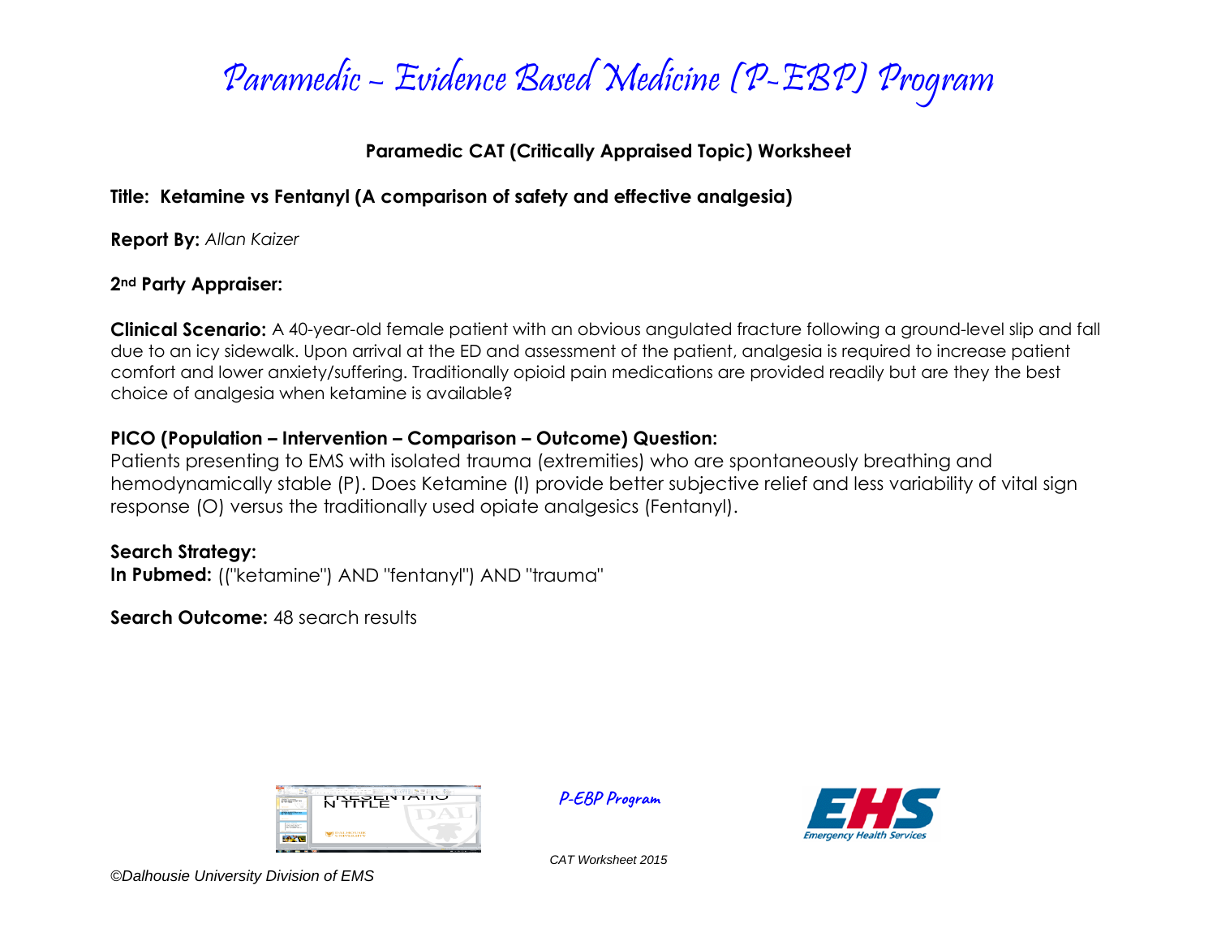# Paramedic – Evidence Based Medicine (P-EBP) Program

## Paramedic CAT (Critically Appraised Topic) Worksheet

**Title: Ketamine vs Fentanyl (A comparison of safety and effective analgesia)**

**Report By:** *Allan Kaizer*

**2nd Party Appraiser:**

**Clinical Scenario:** A 40-year-old female patient with an obvious angulated fracture following a ground-level slip and fall due to an icy sidewalk. Upon arrival at the ED and assessment of the patient, analgesia is required to increase patient comfort and lower anxiety/suffering. Traditionally opioid pain medications are provided readily but are they the best choice of analgesia when ketamine is available?

**PICO (Population – Intervention – Comparison – Outcome) Question:**
Patients presenting to EMS with isolated trauma (extremities) who are spontaneously breathing and hemodynamically stable (P). Does Ketamine (I) provide better subjective relief and less variability of vital sign response (O) versus the traditionally used opiate analgesics (Fentanyl).

**Search Strategy:**
**In Pubmed:** (("ketamine") AND "fentanyl") AND "trauma"

**Search Outcome:** 48 search results

P-EBP Program

CAT Worksheet 2015

*©Dalhousie University Division of EMS*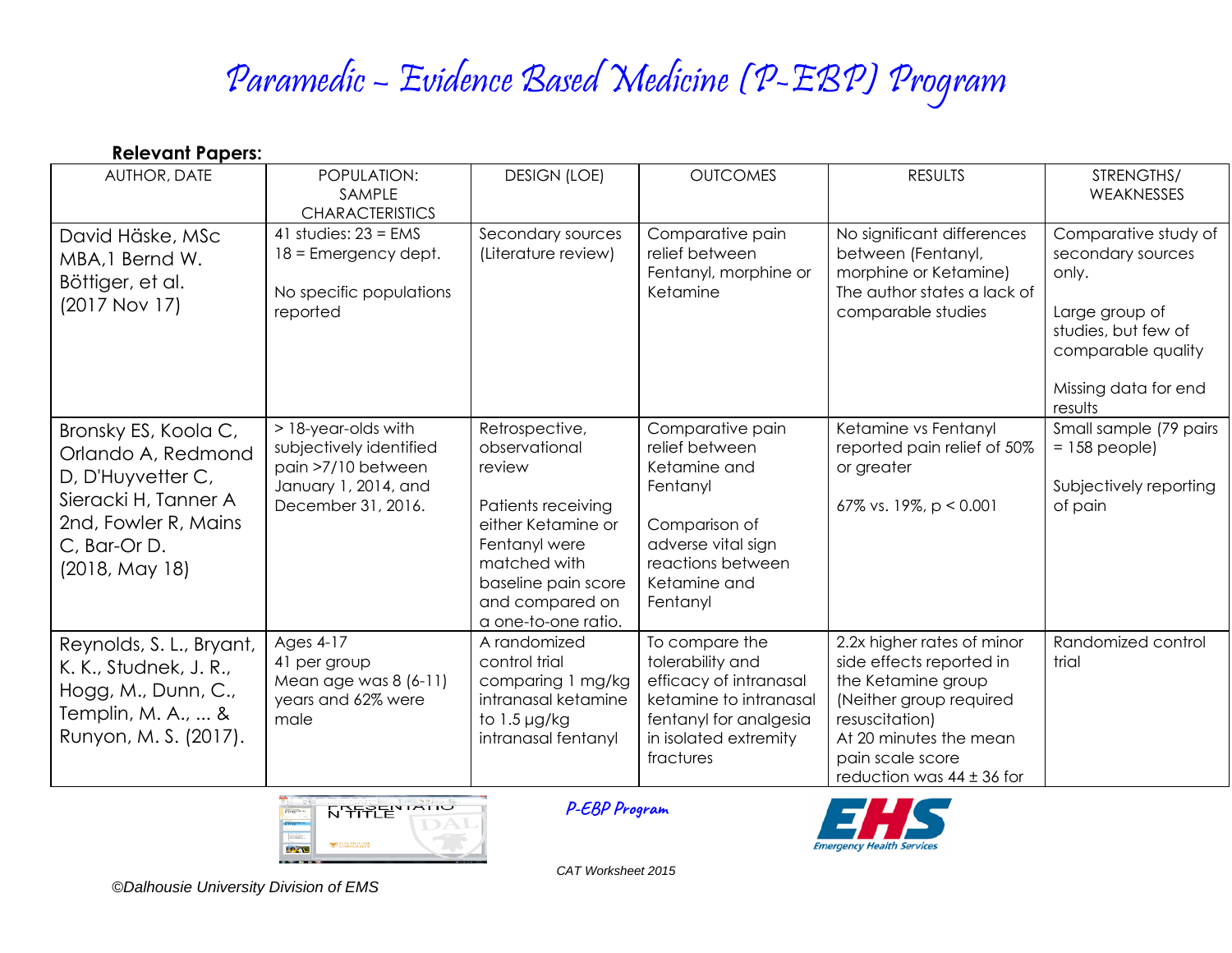# Paramedic – Evidence Based Medicine (P-EBP) Program

**Relevant Papers:**

| AUTHOR, DATE | POPULATION: SAMPLE CHARACTERISTICS | DESIGN (LOE) | OUTCOMES | RESULTS | STRENGTHS/ WEAKNESSES |
|---|---|---|---|---|---|
| David Häske, MSc MBA,1 Bernd W. Böttiger, et al. (2017 Nov 17) | 41 studies: 23 = EMS 18 = Emergency dept. No specific populations reported | Secondary sources (Literature review) | Comparative pain relief between Fentanyl, morphine or Ketamine | No significant differences between (Fentanyl, morphine or Ketamine) The author states a lack of comparable studies | Comparative study of secondary sources only. Large group of studies, but few of comparable quality Missing data for end results |
| Bronsky ES, Koola C, Orlando A, Redmond D, D'Huyvetter C, Sieracki H, Tanner A 2nd, Fowler R, Mains C, Bar-Or D. (2018, May 18) | > 18-year-olds with subjectively identified pain >7/10 between January 1, 2014, and December 31, 2016. | Retrospective, observational review Patients receiving either Ketamine or Fentanyl were matched with baseline pain score and compared on a one-to-one ratio. | Comparative pain relief between Ketamine and Fentanyl Comparison of adverse vital sign reactions between Ketamine and Fentanyl | Ketamine vs Fentanyl reported pain relief of 50% or greater 67% vs. 19%, $p < 0.001$ | Small sample (79 pairs = 158 people) Subjectively reporting of pain |
| Reynolds, S. L., Bryant, K. K., Studnek, J. R., Hogg, M., Dunn, C., Templin, M. A., ... & Runyon, M. S. (2017). | Ages 4-17 41 per group Mean age was 8 (6-11) years and 62% were male | A randomized control trial comparing 1 mg/kg intranasal ketamine to 1.5 µg/kg intranasal fentanyl | To compare the tolerability and efficacy of intranasal ketamine to intranasal fentanyl for analgesia in isolated extremity fractures | 2.2x higher rates of minor side effects reported in the Ketamine group (Neither group required resuscitation) At 20 minutes the mean pain scale score reduction was 44 ± 36 for | Randomized control trial |

P-EBP Program

CAT Worksheet 2015

©Dalhousie University Division of EMS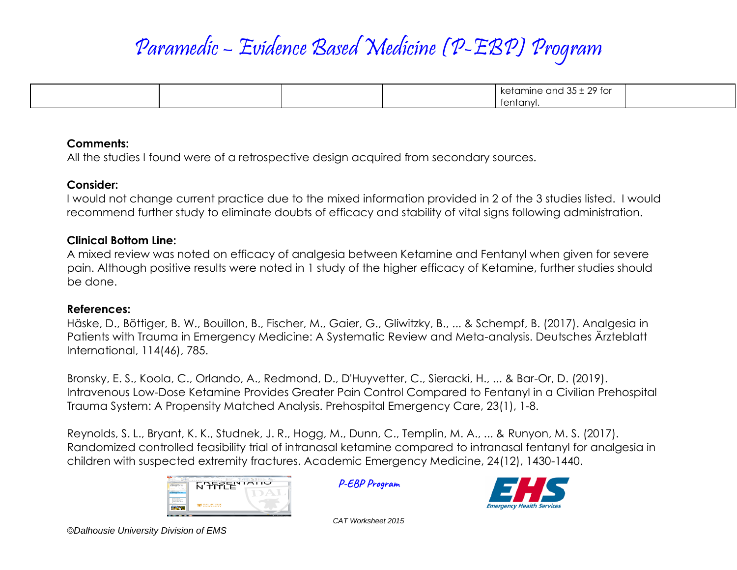| | | | | | |
|---|---|---|---|---|---|
| | | | | ketamine and 35 ± 29 for fentanyl. | |

**Comments:**
All the studies I found were of a retrospective design acquired from secondary sources.

**Consider:**
I would not change current practice due to the mixed information provided in 2 of the 3 studies listed. I would recommend further study to eliminate doubts of efficacy and stability of vital signs following administration.

**Clinical Bottom Line:**
A mixed review was noted on efficacy of analgesia between Ketamine and Fentanyl when given for severe pain. Although positive results were noted in 1 study of the higher efficacy of Ketamine, further studies should be done.

**References:**
Häske, D., Böttiger, B. W., Bouillon, B., Fischer, M., Gaier, G., Gliwitzky, B., ... & Schempf, B. (2017). Analgesia in Patients with Trauma in Emergency Medicine: A Systematic Review and Meta-analysis. Deutsches Ärzteblatt International, 114(46), 785.

Bronsky, E. S., Koola, C., Orlando, A., Redmond, D., D'Huyvetter, C., Sieracki, H., ... & Bar-Or, D. (2019). Intravenous Low-Dose Ketamine Provides Greater Pain Control Compared to Fentanyl in a Civilian Prehospital Trauma System: A Propensity Matched Analysis. Prehospital Emergency Care, 23(1), 1-8.

Reynolds, S. L., Bryant, K. K., Studnek, J. R., Hogg, M., Dunn, C., Templin, M. A., ... & Runyon, M. S. (2017). Randomized controlled feasibility trial of intranasal ketamine compared to intranasal fentanyl for analgesia in children with suspected extremity fractures. Academic Emergency Medicine, 24(12), 1430-1440.